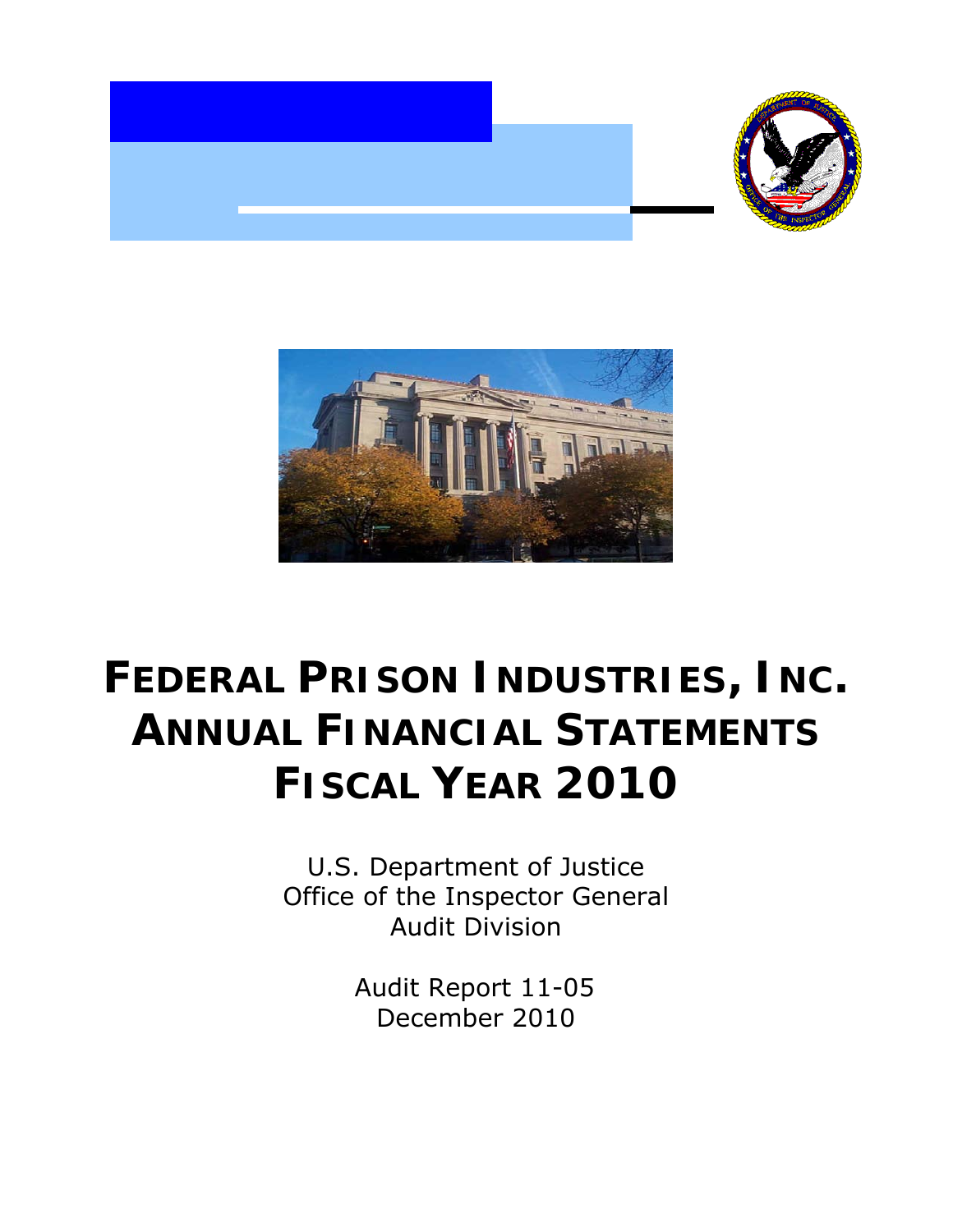# FEDERAL PRISON INDUSTRIES, INC. ANNUAL FINANCIAL STATEMENTS FISCAL YEAR 2010

U.S. Department of Justice
Office of the Inspector General
Audit Division

Audit Report 11-05
December 2010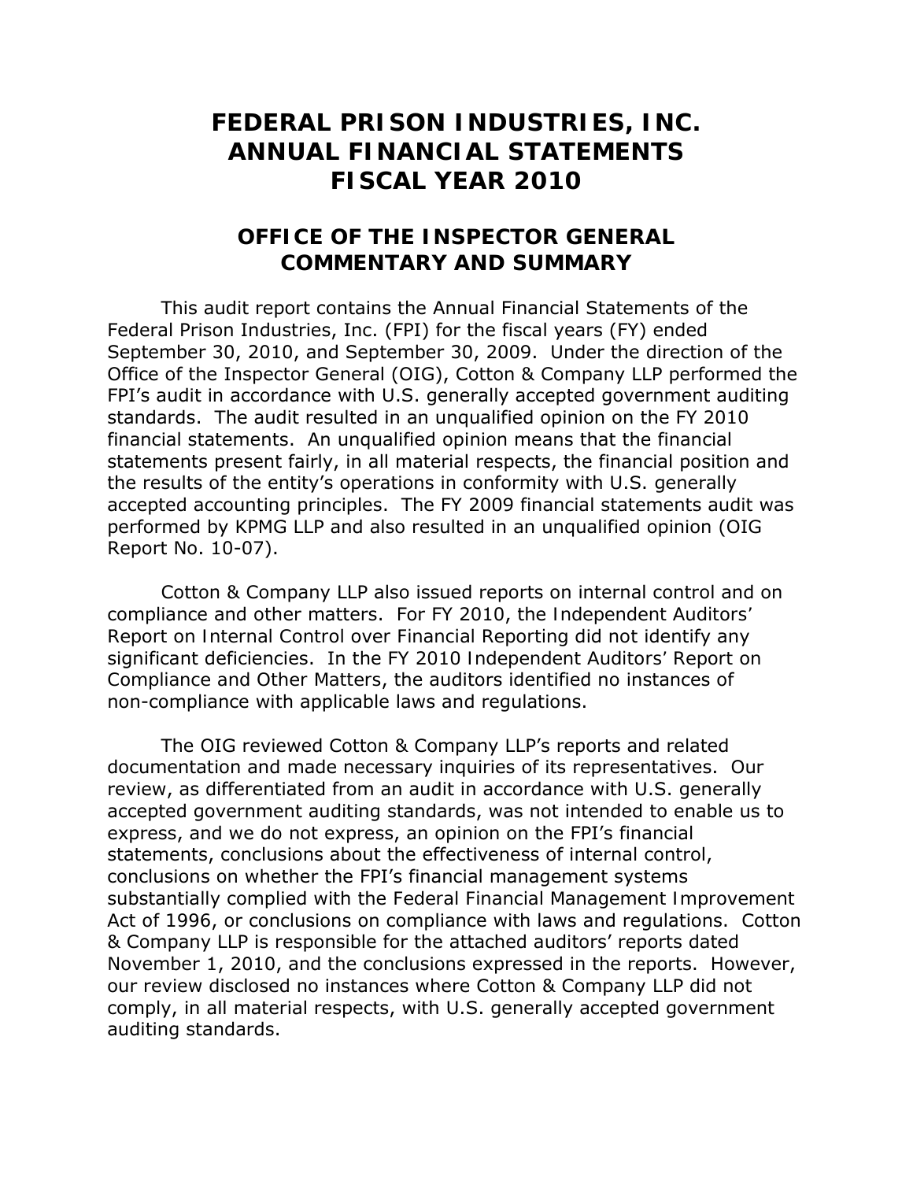# FEDERAL PRISON INDUSTRIES, INC. ANNUAL FINANCIAL STATEMENTS FISCAL YEAR 2010

## OFFICE OF THE INSPECTOR GENERAL COMMENTARY AND SUMMARY

This audit report contains the Annual Financial Statements of the Federal Prison Industries, Inc. (FPI) for the fiscal years (FY) ended September 30, 2010, and September 30, 2009. Under the direction of the Office of the Inspector General (OIG), Cotton & Company LLP performed the FPI's audit in accordance with U.S. generally accepted government auditing standards. The audit resulted in an unqualified opinion on the FY 2010 financial statements. An unqualified opinion means that the financial statements present fairly, in all material respects, the financial position and the results of the entity's operations in conformity with U.S. generally accepted accounting principles. The FY 2009 financial statements audit was performed by KPMG LLP and also resulted in an unqualified opinion (OIG Report No. 10-07).

Cotton & Company LLP also issued reports on internal control and on compliance and other matters. For FY 2010, the Independent Auditors' Report on Internal Control over Financial Reporting did not identify any significant deficiencies. In the FY 2010 Independent Auditors' Report on Compliance and Other Matters, the auditors identified no instances of non-compliance with applicable laws and regulations.

The OIG reviewed Cotton & Company LLP's reports and related documentation and made necessary inquiries of its representatives. Our review, as differentiated from an audit in accordance with U.S. generally accepted government auditing standards, was not intended to enable us to express, and we do not express, an opinion on the FPI's financial statements, conclusions about the effectiveness of internal control, conclusions on whether the FPI's financial management systems substantially complied with the Federal Financial Management Improvement Act of 1996, or conclusions on compliance with laws and regulations. Cotton & Company LLP is responsible for the attached auditors' reports dated November 1, 2010, and the conclusions expressed in the reports. However, our review disclosed no instances where Cotton & Company LLP did not comply, in all material respects, with U.S. generally accepted government auditing standards.